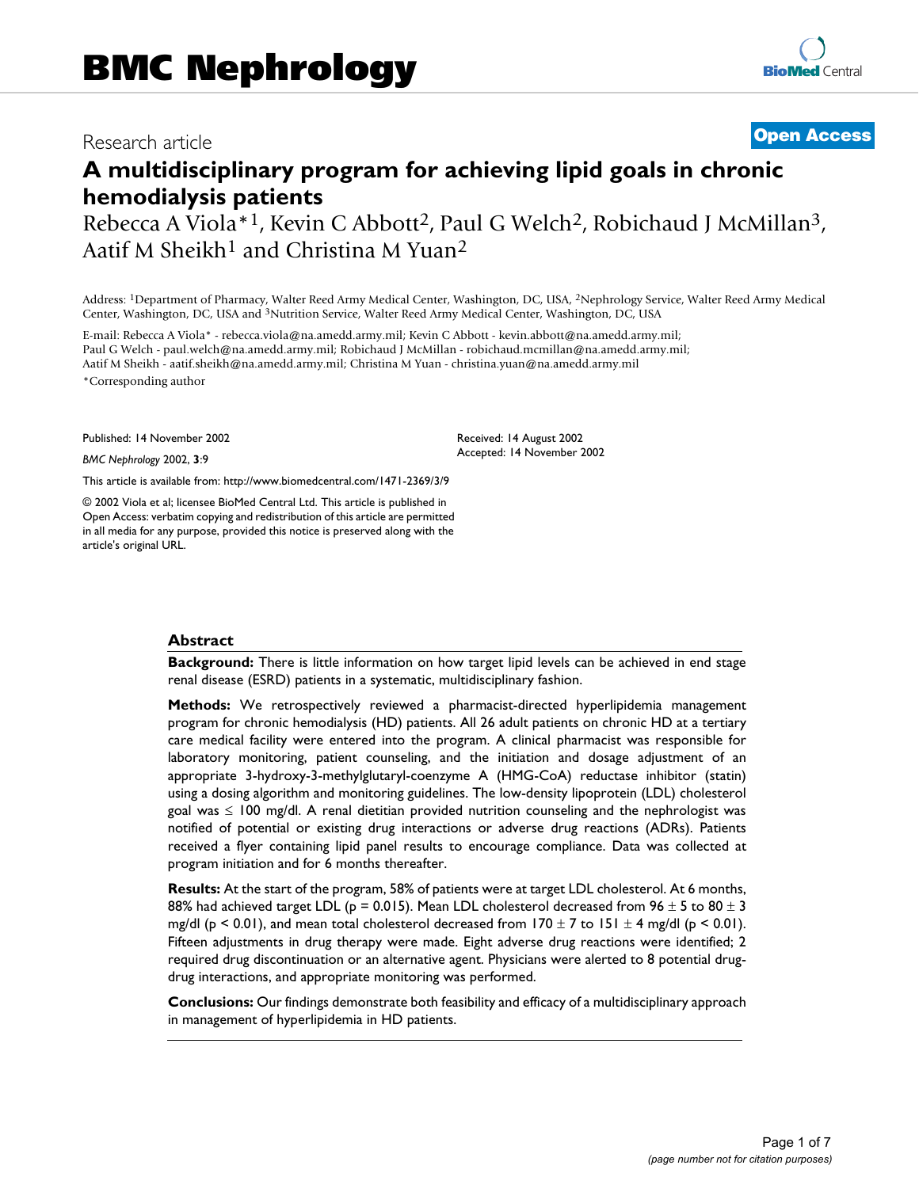Research article

**Open Access**

# A multidisciplinary program for achieving lipid goals in chronic hemodialysis patients

Rebecca A Viola*[1], Kevin C Abbott[2], Paul G Welch[2], Robichaud J McMillan[3], Aatif M Sheikh[1] and Christina M Yuan[2]

Address: [1]Department of Pharmacy, Walter Reed Army Medical Center, Washington, DC, USA, [2]Nephrology Service, Walter Reed Army Medical Center, Washington, DC, USA and [3]Nutrition Service, Walter Reed Army Medical Center, Washington, DC, USA

E-mail: Rebecca A Viola* - rebecca.viola@na.amedd.army.mil; Kevin C Abbott - kevin.abbott@na.amedd.army.mil; Paul G Welch - paul.welch@na.amedd.army.mil; Robichaud J McMillan - robichaud.mcmillan@na.amedd.army.mil; Aatif M Sheikh - aatif.sheikh@na.amedd.army.mil; Christina M Yuan - christina.yuan@na.amedd.army.mil

*Corresponding author

Published: 14 November 2002

*BMC Nephrology* 2002, **3**:9

Received: 14 August 2002
Accepted: 14 November 2002

This article is available from: http://www.biomedcentral.com/1471-2369/3/9

© 2002 Viola et al; licensee BioMed Central Ltd. This article is published in Open Access: verbatim copying and redistribution of this article are permitted in all media for any purpose, provided this notice is preserved along with the article's original URL.

## Abstract

**Background:** There is little information on how target lipid levels can be achieved in end stage renal disease (ESRD) patients in a systematic, multidisciplinary fashion.

**Methods:** We retrospectively reviewed a pharmacist-directed hyperlipidemia management program for chronic hemodialysis (HD) patients. All 26 adult patients on chronic HD at a tertiary care medical facility were entered into the program. A clinical pharmacist was responsible for laboratory monitoring, patient counseling, and the initiation and dosage adjustment of an appropriate 3-hydroxy-3-methylglutaryl-coenzyme A (HMG-CoA) reductase inhibitor (statin) using a dosing algorithm and monitoring guidelines. The low-density lipoprotein (LDL) cholesterol goal was ≤ 100 mg/dl. A renal dietitian provided nutrition counseling and the nephrologist was notified of potential or existing drug interactions or adverse drug reactions (ADRs). Patients received a flyer containing lipid panel results to encourage compliance. Data was collected at program initiation and for 6 months thereafter.

**Results:** At the start of the program, 58% of patients were at target LDL cholesterol. At 6 months, 88% had achieved target LDL ($p = 0.015$). Mean LDL cholesterol decreased from 96 ± 5 to 80 ± 3 mg/dl ($p < 0.01$), and mean total cholesterol decreased from 170 ± 7 to 151 ± 4 mg/dl ($p < 0.01$). Fifteen adjustments in drug therapy were made. Eight adverse drug reactions were identified; 2 required drug discontinuation or an alternative agent. Physicians were alerted to 8 potential drug-drug interactions, and appropriate monitoring was performed.

**Conclusions:** Our findings demonstrate both feasibility and efficacy of a multidisciplinary approach in management of hyperlipidemia in HD patients.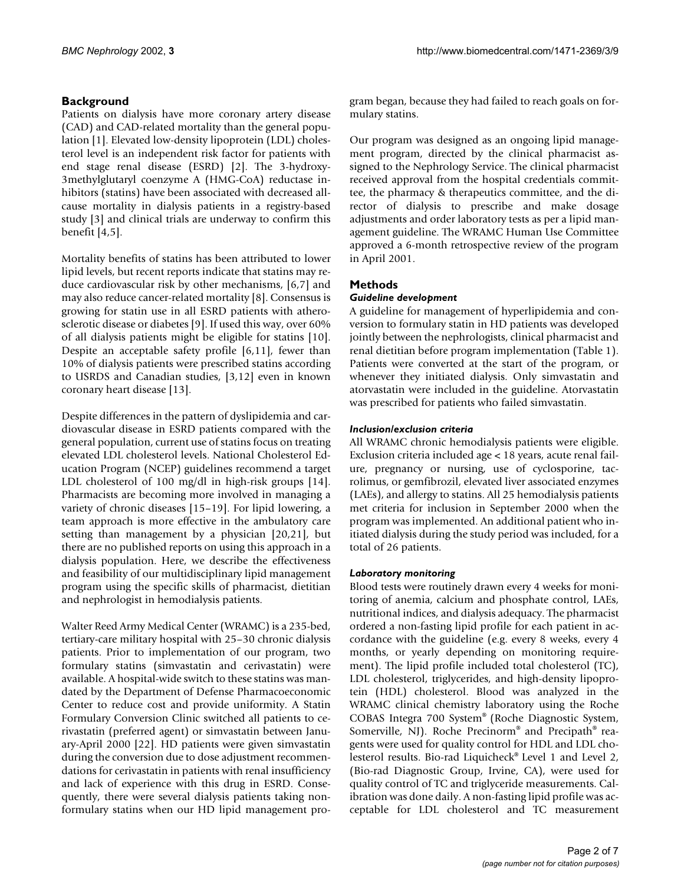## Background

Patients on dialysis have more coronary artery disease (CAD) and CAD-related mortality than the general population [1]. Elevated low-density lipoprotein (LDL) cholesterol level is an independent risk factor for patients with end stage renal disease (ESRD) [2]. The 3-hydroxy-3methylglutaryl coenzyme A (HMG-CoA) reductase inhibitors (statins) have been associated with decreased all-cause mortality in dialysis patients in a registry-based study [3] and clinical trials are underway to confirm this benefit [4,5].

Mortality benefits of statins has been attributed to lower lipid levels, but recent reports indicate that statins may reduce cardiovascular risk by other mechanisms, [6,7] and may also reduce cancer-related mortality [8]. Consensus is growing for statin use in all ESRD patients with atherosclerotic disease or diabetes [9]. If used this way, over 60% of all dialysis patients might be eligible for statins [10]. Despite an acceptable safety profile [6,11], fewer than 10% of dialysis patients were prescribed statins according to USRDS and Canadian studies, [3,12] even in known coronary heart disease [13].

Despite differences in the pattern of dyslipidemia and cardiovascular disease in ESRD patients compared with the general population, current use of statins focus on treating elevated LDL cholesterol levels. National Cholesterol Education Program (NCEP) guidelines recommend a target LDL cholesterol of 100 mg/dl in high-risk groups [14]. Pharmacists are becoming more involved in managing a variety of chronic diseases [15–19]. For lipid lowering, a team approach is more effective in the ambulatory care setting than management by a physician [20,21], but there are no published reports on using this approach in a dialysis population. Here, we describe the effectiveness and feasibility of our multidisciplinary lipid management program using the specific skills of pharmacist, dietitian and nephrologist in hemodialysis patients.

Walter Reed Army Medical Center (WRAMC) is a 235-bed, tertiary-care military hospital with 25–30 chronic dialysis patients. Prior to implementation of our program, two formulary statins (simvastatin and cerivastatin) were available. A hospital-wide switch to these statins was mandated by the Department of Defense Pharmacoeconomic Center to reduce cost and provide uniformity. A Statin Formulary Conversion Clinic switched all patients to cerivastatin (preferred agent) or simvastatin between January-April 2000 [22]. HD patients were given simvastatin during the conversion due to dose adjustment recommendations for cerivastatin in patients with renal insufficiency and lack of experience with this drug in ESRD. Consequently, there were several dialysis patients taking non-formulary statins when our HD lipid management program began, because they had failed to reach goals on formulary statins.

Our program was designed as an ongoing lipid management program, directed by the clinical pharmacist assigned to the Nephrology Service. The clinical pharmacist received approval from the hospital credentials committee, the pharmacy & therapeutics committee, and the director of dialysis to prescribe and make dosage adjustments and order laboratory tests as per a lipid management guideline. The WRAMC Human Use Committee approved a 6-month retrospective review of the program in April 2001.

## Methods

### *Guideline development*

A guideline for management of hyperlipidemia and conversion to formulary statin in HD patients was developed jointly between the nephrologists, clinical pharmacist and renal dietitian before program implementation (Table 1). Patients were converted at the start of the program, or whenever they initiated dialysis. Only simvastatin and atorvastatin were included in the guideline. Atorvastatin was prescribed for patients who failed simvastatin.

### *Inclusion/exclusion criteria*

All WRAMC chronic hemodialysis patients were eligible. Exclusion criteria included age < 18 years, acute renal failure, pregnancy or nursing, use of cyclosporine, tacrolimus, or gemfibrozil, elevated liver associated enzymes (LAEs), and allergy to statins. All 25 hemodialysis patients met criteria for inclusion in September 2000 when the program was implemented. An additional patient who initiated dialysis during the study period was included, for a total of 26 patients.

### *Laboratory monitoring*

Blood tests were routinely drawn every 4 weeks for monitoring of anemia, calcium and phosphate control, LAEs, nutritional indices, and dialysis adequacy. The pharmacist ordered a non-fasting lipid profile for each patient in accordance with the guideline (e.g. every 8 weeks, every 4 months, or yearly depending on monitoring requirement). The lipid profile included total cholesterol (TC), LDL cholesterol, triglycerides, and high-density lipoprotein (HDL) cholesterol. Blood was analyzed in the WRAMC clinical chemistry laboratory using the Roche COBAS Integra 700 System® (Roche Diagnostic System, Somerville, NJ). Roche Precinorm® and Precipath® reagents were used for quality control for HDL and LDL cholesterol results. Bio-rad Liquicheck® Level 1 and Level 2, (Bio-rad Diagnostic Group, Irvine, CA), were used for quality control of TC and triglyceride measurements. Calibration was done daily. A non-fasting lipid profile was acceptable for LDL cholesterol and TC measurement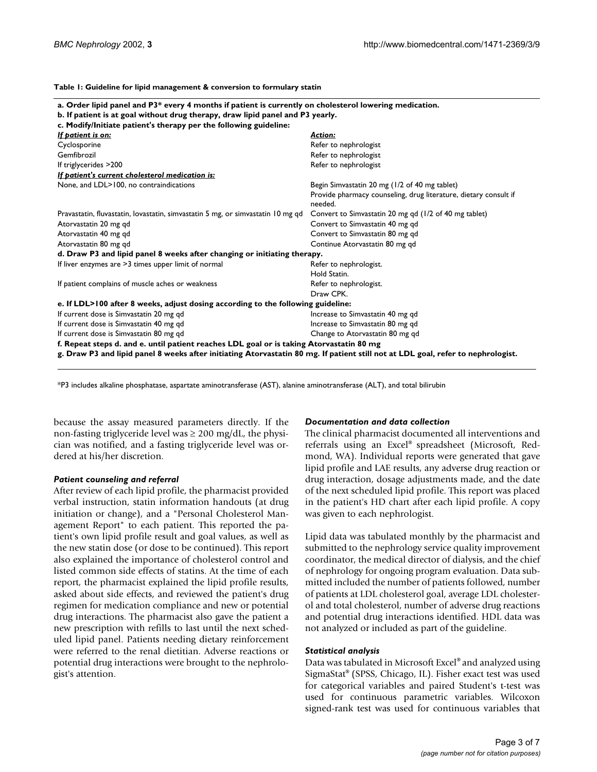**Table 1: Guideline for lipid management & conversion to formulary statin**

| | |
|---|---|
| **a. Order lipid panel and P3* every 4 months if patient is currently on cholesterol lowering medication.** | |
| **b. If patient is at goal without drug therapy, draw lipid panel and P3 yearly.** | |
| **c. Modify/Initiate patient's therapy per the following guideline:** | |
| ***If patient is on:*** | ***Action:*** |
| Cyclosporine | Refer to nephrologist |
| Gemfibrozil | Refer to nephrologist |
| If triglycerides >200 | Refer to nephrologist |
| ***If patient's current cholesterol medication is:*** | |
| None, and LDL>100, no contraindications | Begin Simvastatin 20 mg (1/2 of 40 mg tablet) Provide pharmacy counseling, drug literature, dietary consult if needed. |
| Pravastatin, fluvastatin, lovastatin, simvastatin 5 mg, or simvastatin 10 mg qd | Convert to Simvastatin 20 mg qd (1/2 of 40 mg tablet) |
| Atorvastatin 20 mg qd | Convert to Simvastatin 40 mg qd |
| Atorvastatin 40 mg qd | Convert to Simvastatin 80 mg qd |
| Atorvastatin 80 mg qd | Continue Atorvastatin 80 mg qd |
| **d. Draw P3 and lipid panel 8 weeks after changing or initiating therapy.** | |
| If liver enzymes are >3 times upper limit of normal | Refer to nephrologist. Hold Statin. |
| If patient complains of muscle aches or weakness | Refer to nephrologist. Draw CPK. |
| **e. If LDL>100 after 8 weeks, adjust dosing according to the following guideline:** | |
| If current dose is Simvastatin 20 mg qd | Increase to Simvastatin 40 mg qd |
| If current dose is Simvastatin 40 mg qd | Increase to Simvastatin 80 mg qd |
| If current dose is Simvastatin 80 mg qd | Change to Atorvastatin 80 mg qd |
| **f. Repeat steps d. and e. until patient reaches LDL goal or is taking Atorvastatin 80 mg** | |
| **g. Draw P3 and lipid panel 8 weeks after initiating Atorvastatin 80 mg. If patient still not at LDL goal, refer to nephrologist.** | |

*P3 includes alkaline phosphatase, aspartate aminotransferase (AST), alanine aminotransferase (ALT), and total bilirubin

because the assay measured parameters directly. If the non-fasting triglyceride level was ≥ 200 mg/dL, the physician was notified, and a fasting triglyceride level was ordered at his/her discretion.

### *Patient counseling and referral*

After review of each lipid profile, the pharmacist provided verbal instruction, statin information handouts (at drug initiation or change), and a "Personal Cholesterol Management Report" to each patient. This reported the patient's own lipid profile result and goal values, as well as the new statin dose (or dose to be continued). This report also explained the importance of cholesterol control and listed common side effects of statins. At the time of each report, the pharmacist explained the lipid profile results, asked about side effects, and reviewed the patient's drug regimen for medication compliance and new or potential drug interactions. The pharmacist also gave the patient a new prescription with refills to last until the next scheduled lipid panel. Patients needing dietary reinforcement were referred to the renal dietitian. Adverse reactions or potential drug interactions were brought to the nephrologist's attention.

### *Documentation and data collection*

The clinical pharmacist documented all interventions and referrals using an Excel® spreadsheet (Microsoft, Redmond, WA). Individual reports were generated that gave lipid profile and LAE results, any adverse drug reaction or drug interaction, dosage adjustments made, and the date of the next scheduled lipid profile. This report was placed in the patient's HD chart after each lipid profile. A copy was given to each nephrologist.

Lipid data was tabulated monthly by the pharmacist and submitted to the nephrology service quality improvement coordinator, the medical director of dialysis, and the chief of nephrology for ongoing program evaluation. Data submitted included the number of patients followed, number of patients at LDL cholesterol goal, average LDL cholesterol and total cholesterol, number of adverse drug reactions and potential drug interactions identified. HDL data was not analyzed or included as part of the guideline.

### *Statistical analysis*

Data was tabulated in Microsoft Excel® and analyzed using SigmaStat® (SPSS, Chicago, IL). Fisher exact test was used for categorical variables and paired Student's t-test was used for continuous parametric variables. Wilcoxon signed-rank test was used for continuous variables that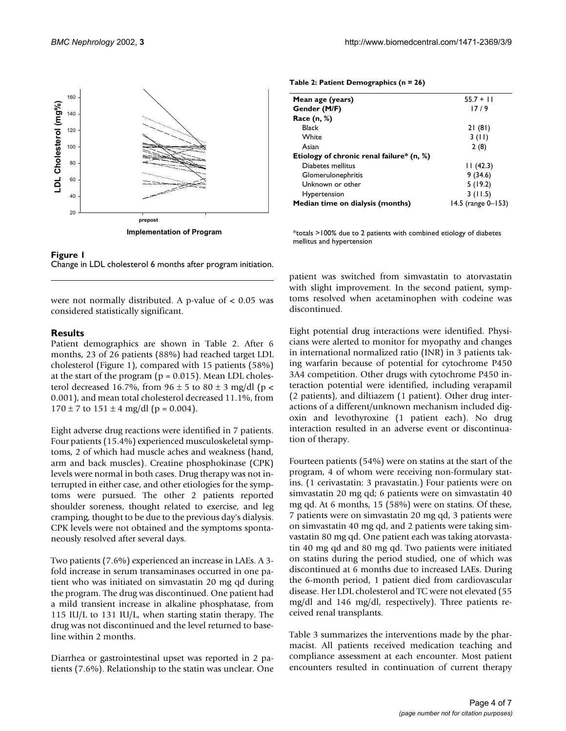**Figure 1**
Change in LDL cholesterol 6 months after program initiation.

were not normally distributed. A p-value of < 0.05 was considered statistically significant.

## Results

Patient demographics are shown in Table 2. After 6 months, 23 of 26 patients (88%) had reached target LDL cholesterol (Figure 1), compared with 15 patients (58%) at the start of the program ($p = 0.015$). Mean LDL cholesterol decreased 16.7%, from 96 ± 5 to 80 ± 3 mg/dl ($p < 0.001$), and mean total cholesterol decreased 11.1%, from 170 ± 7 to 151 ± 4 mg/dl ($p = 0.004$).

**Table 2: Patient Demographics (n = 26)**

| | |
|---|---|
| **Mean age (years)** | 55.7 + 11 |
| **Gender (M/F)** | 17 / 9 |
| **Race (n, %)** | |
| Black | 21 (81) |
| White | 3 (11) |
| Asian | 2 (8) |
| **Etiology of chronic renal failure* (n, %)** | |
| Diabetes mellitus | 11 (42.3) |
| Glomerulonephritis | 9 (34.6) |
| Unknown or other | 5 (19.2) |
| Hypertension | 3 (11.5) |
| **Median time on dialysis (months)** | 14.5 (range 0–153) |

*totals >100% due to 2 patients with combined etiology of diabetes mellitus and hypertension

Eight adverse drug reactions were identified in 7 patients. Four patients (15.4%) experienced musculoskeletal symptoms, 2 of which had muscle aches and weakness (hand, arm and back muscles). Creatine phosphokinase (CPK) levels were normal in both cases. Drug therapy was not interrupted in either case, and other etiologies for the symptoms were pursued. The other 2 patients reported shoulder soreness, thought related to exercise, and leg cramping, thought to be due to the previous day's dialysis. CPK levels were not obtained and the symptoms spontaneously resolved after several days.

Two patients (7.6%) experienced an increase in LAEs. A 3-fold increase in serum transaminases occurred in one patient who was initiated on simvastatin 20 mg qd during the program. The drug was discontinued. One patient had a mild transient increase in alkaline phosphatase, from 115 IU/L to 131 IU/L, when starting statin therapy. The drug was not discontinued and the level returned to baseline within 2 months.

Diarrhea or gastrointestinal upset was reported in 2 patients (7.6%). Relationship to the statin was unclear. One patient was switched from simvastatin to atorvastatin with slight improvement. In the second patient, symptoms resolved when acetaminophen with codeine was discontinued.

Eight potential drug interactions were identified. Physicians were alerted to monitor for myopathy and changes in international normalized ratio (INR) in 3 patients taking warfarin because of potential for cytochrome P450 3A4 competition. Other drugs with cytochrome P450 interaction potential were identified, including verapamil (2 patients), and diltiazem (1 patient). Other drug interactions of a different/unknown mechanism included digoxin and levothyroxine (1 patient each). No drug interaction resulted in an adverse event or discontinuation of therapy.

Fourteen patients (54%) were on statins at the start of the program, 4 of whom were receiving non-formulary statins. (1 cerivastatin: 3 pravastatin.) Four patients were on simvastatin 20 mg qd; 6 patients were on simvastatin 40 mg qd. At 6 months, 15 (58%) were on statins. Of these, 7 patients were on simvastatin 20 mg qd, 3 patients were on simvastatin 40 mg qd, and 2 patients were taking simvastatin 80 mg qd. One patient each was taking atorvastatin 40 mg qd and 80 mg qd. Two patients were initiated on statins during the period studied, one of which was discontinued at 6 months due to increased LAEs. During the 6-month period, 1 patient died from cardiovascular disease. Her LDL cholesterol and TC were not elevated (55 mg/dl and 146 mg/dl, respectively). Three patients received renal transplants.

Table 3 summarizes the interventions made by the pharmacist. All patients received medication teaching and compliance assessment at each encounter. Most patient encounters resulted in continuation of current therapy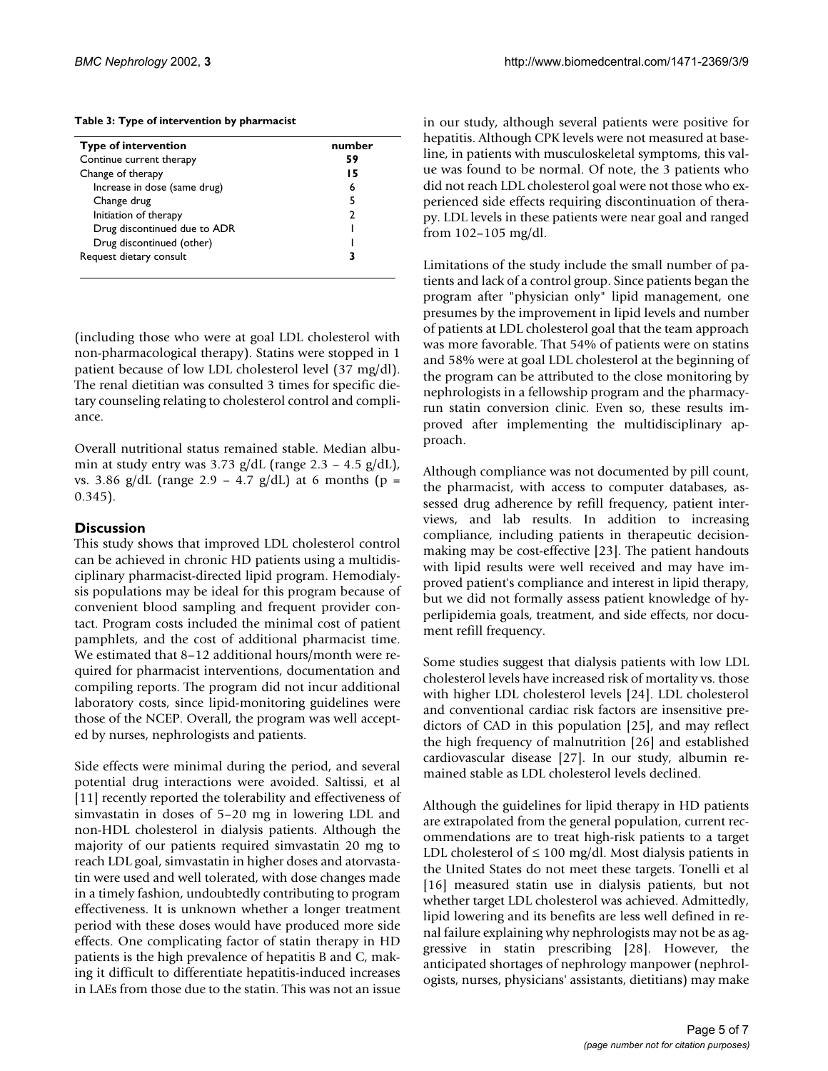**Table 3: Type of intervention by pharmacist**

| Type of intervention | number |
| --- | --- |
| Continue current therapy | **59** |
| Change of therapy | **15** |
| Increase in dose (same drug) | 6 |
| Change drug | 5 |
| Initiation of therapy | 2 |
| Drug discontinued due to ADR | 1 |
| Drug discontinued (other) | 1 |
| Request dietary consult | **3** |

(including those who were at goal LDL cholesterol with non-pharmacological therapy). Statins were stopped in 1 patient because of low LDL cholesterol level (37 mg/dl). The renal dietitian was consulted 3 times for specific dietary counseling relating to cholesterol control and compliance.

Overall nutritional status remained stable. Median albumin at study entry was 3.73 g/dL (range 2.3 – 4.5 g/dL), vs. 3.86 g/dL (range 2.9 – 4.7 g/dL) at 6 months ($p = 0.345$).

## Discussion

This study shows that improved LDL cholesterol control can be achieved in chronic HD patients using a multidisciplinary pharmacist-directed lipid program. Hemodialysis populations may be ideal for this program because of convenient blood sampling and frequent provider contact. Program costs included the minimal cost of patient pamphlets, and the cost of additional pharmacist time. We estimated that 8–12 additional hours/month were required for pharmacist interventions, documentation and compiling reports. The program did not incur additional laboratory costs, since lipid-monitoring guidelines were those of the NCEP. Overall, the program was well accepted by nurses, nephrologists and patients.

Side effects were minimal during the period, and several potential drug interactions were avoided. Saltissi, et al [11] recently reported the tolerability and effectiveness of simvastatin in doses of 5–20 mg in lowering LDL and non-HDL cholesterol in dialysis patients. Although the majority of our patients required simvastatin 20 mg to reach LDL goal, simvastatin in higher doses and atorvastatin were used and well tolerated, with dose changes made in a timely fashion, undoubtedly contributing to program effectiveness. It is unknown whether a longer treatment period with these doses would have produced more side effects. One complicating factor of statin therapy in HD patients is the high prevalence of hepatitis B and C, making it difficult to differentiate hepatitis-induced increases in LAEs from those due to the statin. This was not an issue in our study, although several patients were positive for hepatitis. Although CPK levels were not measured at baseline, in patients with musculoskeletal symptoms, this value was found to be normal. Of note, the 3 patients who did not reach LDL cholesterol goal were not those who experienced side effects requiring discontinuation of therapy. LDL levels in these patients were near goal and ranged from 102–105 mg/dl.

Limitations of the study include the small number of patients and lack of a control group. Since patients began the program after "physician only" lipid management, one presumes by the improvement in lipid levels and number of patients at LDL cholesterol goal that the team approach was more favorable. That 54% of patients were on statins and 58% were at goal LDL cholesterol at the beginning of the program can be attributed to the close monitoring by nephrologists in a fellowship program and the pharmacy-run statin conversion clinic. Even so, these results improved after implementing the multidisciplinary approach.

Although compliance was not documented by pill count, the pharmacist, with access to computer databases, assessed drug adherence by refill frequency, patient interviews, and lab results. In addition to increasing compliance, including patients in therapeutic decision-making may be cost-effective [23]. The patient handouts with lipid results were well received and may have improved patient's compliance and interest in lipid therapy, but we did not formally assess patient knowledge of hyperlipidemia goals, treatment, and side effects, nor document refill frequency.

Some studies suggest that dialysis patients with low LDL cholesterol levels have increased risk of mortality vs. those with higher LDL cholesterol levels [24]. LDL cholesterol and conventional cardiac risk factors are insensitive predictors of CAD in this population [25], and may reflect the high frequency of malnutrition [26] and established cardiovascular disease [27]. In our study, albumin remained stable as LDL cholesterol levels declined.

Although the guidelines for lipid therapy in HD patients are extrapolated from the general population, current recommendations are to treat high-risk patients to a target LDL cholesterol of $\leq 100$ mg/dl. Most dialysis patients in the United States do not meet these targets. Tonelli et al [16] measured statin use in dialysis patients, but not whether target LDL cholesterol was achieved. Admittedly, lipid lowering and its benefits are less well defined in renal failure explaining why nephrologists may not be as aggressive in statin prescribing [28]. However, the anticipated shortages of nephrology manpower (nephrologists, nurses, physicians' assistants, dietitians) may make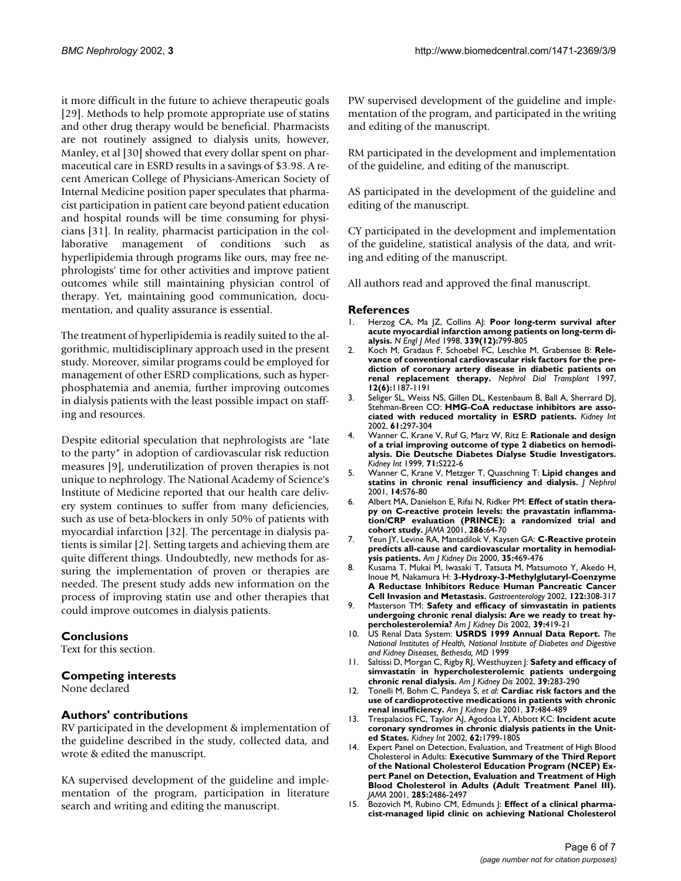it more difficult in the future to achieve therapeutic goals [29]. Methods to help promote appropriate use of statins and other drug therapy would be beneficial. Pharmacists are not routinely assigned to dialysis units, however, Manley, et al [30] showed that every dollar spent on pharmaceutical care in ESRD results in a savings of $3.98. A recent American College of Physicians-American Society of Internal Medicine position paper speculates that pharmacist participation in patient care beyond patient education and hospital rounds will be time consuming for physicians [31]. In reality, pharmacist participation in the collaborative management of conditions such as hyperlipidemia through programs like ours, may free nephrologists' time for other activities and improve patient outcomes while still maintaining physician control of therapy. Yet, maintaining good communication, documentation, and quality assurance is essential.

The treatment of hyperlipidemia is readily suited to the algorithmic, multidisciplinary approach used in the present study. Moreover, similar programs could be employed for management of other ESRD complications, such as hyperphosphatemia and anemia, further improving outcomes in dialysis patients with the least possible impact on staffing and resources.

Despite editorial speculation that nephrologists are "late to the party" in adoption of cardiovascular risk reduction measures [9], underutilization of proven therapies is not unique to nephrology. The National Academy of Science's Institute of Medicine reported that our health care delivery system continues to suffer from many deficiencies, such as use of beta-blockers in only 50% of patients with myocardial infarction [32]. The percentage in dialysis patients is similar [2]. Setting targets and achieving them are quite different things. Undoubtedly, new methods for assuring the implementation of proven or therapies are needed. The present study adds new information on the process of improving statin use and other therapies that could improve outcomes in dialysis patients.

## Conclusions

Text for this section.

## Competing interests

None declared

## Authors' contributions

RV participated in the development & implementation of the guideline described in the study, collected data, and wrote & edited the manuscript.

KA supervised development of the guideline and implementation of the program, participation in literature search and writing and editing the manuscript.

PW supervised development of the guideline and implementation of the program, and participated in the writing and editing of the manuscript.

RM participated in the development and implementation of the guideline, and editing of the manuscript.

AS participated in the development of the guideline and editing of the manuscript.

CY participated in the development and implementation of the guideline, statistical analysis of the data, and writing and editing of the manuscript.

All authors read and approved the final manuscript.

## References

1. Herzog CA, Ma JZ, Collins AJ: **Poor long-term survival after acute myocardial infarction among patients on long-term dialysis.** *N Engl J Med* 1998, **339(12):**799-805
2. Koch M, Gradaus F, Schoebel FC, Leschke M, Grabensee B: **Relevance of conventional cardiovascular risk factors for the prediction of coronary artery disease in diabetic patients on renal replacement therapy.** *Nephrol Dial Transplant* 1997, **12(6):**1187-1191
3. Seliger SL, Weiss NS, Gillen DL, Kestenbaum B, Ball A, Sherrard DJ, Stehman-Breen CO: **HMG-CoA reductase inhibitors are associated with reduced mortality in ESRD patients.** *Kidney Int* 2002, **61:**297-304
4. Wanner C, Krane V, Ruf G, Marz W, Ritz E: **Rationale and design of a trial improving outcome of type 2 diabetics on hemodialysis. Die Deutsche Diabetes Dialyse Studie Investigators.** *Kidney Int* 1999, **71:**S222-6
5. Wanner C, Krane V, Metzger T, Quaschning T: **Lipid changes and statins in chronic renal insufficiency and dialysis.** *J Nephrol* 2001, **14:**S76-80
6. Albert MA, Danielson E, Rifai N, Ridker PM: **Effect of statin therapy on C-reactive protein levels: the pravastatin inflammation/CRP evaluation (PRINCE): a randomized trial and cohort study.** *JAMA* 2001, **286:**64-70
7. Yeun JY, Levine RA, Mantadilok V, Kaysen GA: **C-Reactive protein predicts all-cause and cardiovascular mortality in hemodialysis patients.** *Am J Kidney Dis* 2000, **35:**469-476
8. Kusama T, Mukai M, Iwasaki T, Tatsuta M, Matsumoto Y, Akedo H, Inoue M, Nakamura H: **3-Hydroxy-3-Methylglutaryl-Coenzyme A Reductase Inhibitors Reduce Human Pancreatic Cancer Cell Invasion and Metastasis.** *Gastroenterology* 2002, **122:**308-317
9. Masterson TM: **Safety and efficacy of simvastatin in patients undergoing chronic renal dialysis: Are we ready to treat hypercholesterolemia?** *Am J Kidney Dis* 2002, **39:**419-21
10. US Renal Data System: **USRDS 1999 Annual Data Report.** *The National Institutes of Health, National Institute of Diabetes and Digestive and Kidney Diseases, Bethesda, MD* 1999
11. Saltissi D, Morgan C, Rigby RJ, Westhuyzen J: **Safety and efficacy of simvastatin in hypercholesterolemic patients undergoing chronic renal dialysis.** *Am J Kidney Dis* 2002, **39:**283-290
12. Tonelli M, Bohm C, Pandeya S, *et al*: **Cardiac risk factors and the use of cardioprotective medications in patients with chronic renal insufficiency.** *Am J Kidney Dis* 2001, **37:**484-489
13. Trespalacios FC, Taylor AJ, Agodoa LY, Abbott KC: **Incident acute coronary syndromes in chronic dialysis patients in the United States.** *Kidney Int* 2002, **62:**1799-1805
14. Expert Panel on Detection, Evaluation, and Treatment of High Blood Cholesterol in Adults: **Executive Summary of the Third Report of the National Cholesterol Education Program (NCEP) Expert Panel on Detection, Evaluation and Treatment of High Blood Cholesterol in Adults (Adult Treatment Panel III).** *JAMA* 2001, **285:**2486-2497
15. Bozovich M, Rubino CM, Edmunds J: **Effect of a clinical pharmacist-managed lipid clinic on achieving National Cholesterol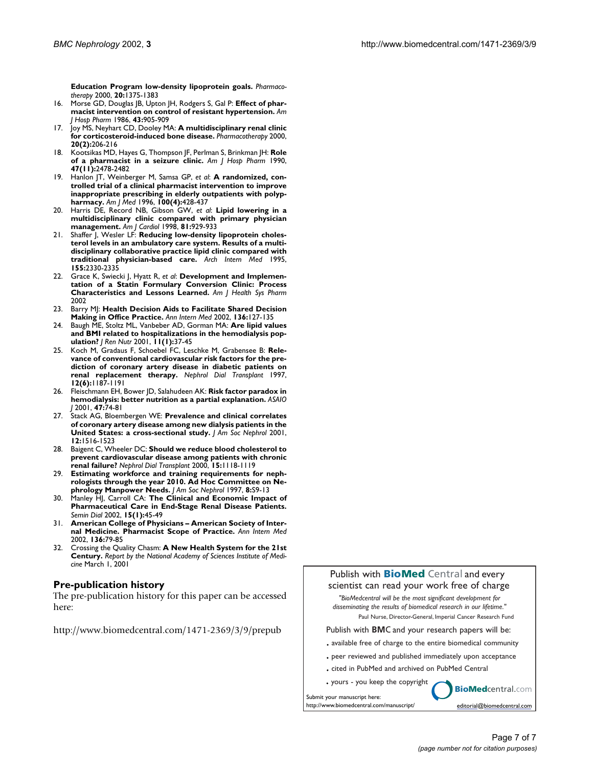**Education Program low-density lipoprotein goals.** *Pharmacotherapy* 2000, **20:**1375-1383

16. Morse GD, Douglas JB, Upton JH, Rodgers S, Gal P: **Effect of pharmacist intervention on control of resistant hypertension.** *Am J Hosp Pharm* 1986, **43:**905-909
17. Joy MS, Neyhart CD, Dooley MA: **A multidisciplinary renal clinic for corticosteroid-induced bone disease.** *Pharmacotherapy* 2000, **20(2):**206-216
18. Kootsikas MD, Hayes G, Thompson JF, Perlman S, Brinkman JH: **Role of a pharmacist in a seizure clinic.** *Am J Hosp Pharm* 1990, **47(11):**2478-2482
19. Hanlon JT, Weinberger M, Samsa GP, *et al*: **A randomized, controlled trial of a clinical pharmacist intervention to improve inappropriate prescribing in elderly outpatients with polypharmacy.** *Am J Med* 1996, **100(4):**428-437
20. Harris DE, Record NB, Gibson GW, *et al*: **Lipid lowering in a multidisciplinary clinic compared with primary physician management.** *Am J Cardiol* 1998, **81:**929-933
21. Shaffer J, Wesler LF: **Reducing low-density lipoprotein cholesterol levels in an ambulatory care system. Results of a multidisciplinary collaborative practice lipid clinic compared with traditional physician-based care.** *Arch Intern Med* 1995, **155:**2330-2335
22. Grace K, Swiecki J, Hyatt R, *et al*: **Development and Implementation of a Statin Formulary Conversion Clinic: Process Characteristics and Lessons Learned.** *Am J Health Sys Pharm* 2002
23. Barry MJ: **Health Decision Aids to Facilitate Shared Decision Making in Office Practice.** *Ann Intern Med* 2002, **136:**127-135
24. Baugh ME, Stoltz ML, Vanbeber AD, Gorman MA: **Are lipid values and BMI related to hospitalizations in the hemodialysis population?** *J Ren Nutr* 2001, **11(1):**37-45
25. Koch M, Gradaus F, Schoebel FC, Leschke M, Grabensee B: **Relevance of conventional cardiovascular risk factors for the prediction of coronary artery disease in diabetic patients on renal replacement therapy.** *Nephrol Dial Transplant* 1997, **12(6):**1187-1191
26. Fleischmann EH, Bower JD, Salahudeen AK: **Risk factor paradox in hemodialysis: better nutrition as a partial explanation.** *ASAIO J* 2001, **47:**74-81
27. Stack AG, Bloembergen WE: **Prevalence and clinical correlates of coronary artery disease among new dialysis patients in the United States: a cross-sectional study.** *J Am Soc Nephrol* 2001, **12:**1516-1523
28. Baigent C, Wheeler DC: **Should we reduce blood cholesterol to prevent cardiovascular disease among patients with chronic renal failure?** *Nephrol Dial Transplant* 2000, **15:**1118-1119
29. **Estimating workforce and training requirements for nephrologists through the year 2010. Ad Hoc Committee on Nephrology Manpower Needs.** *J Am Soc Nephrol* 1997, **8:**S9-13
30. Manley HJ, Carroll CA: **The Clinical and Economic Impact of Pharmaceutical Care in End-Stage Renal Disease Patients.** *Semin Dial* 2002, **15(1):**45-49
31. **American College of Physicians – American Society of Internal Medicine. Pharmacist Scope of Practice.** *Ann Intern Med* 2002, **136:**79-85
32. Crossing the Quality Chasm: **A New Health System for the 21st Century.** *Report by the National Academy of Sciences Institute of Medicine* March 1, 2001

## Pre-publication history

The pre-publication history for this paper can be accessed here:

http://www.biomedcentral.com/1471-2369/3/9/prepub

Publish with **BioMed** Central and every scientist can read your work free of charge

*"BioMedcentral will be the most significant development for disseminating the results of biomedical research in our lifetime."*

Paul Nurse, Director-General, Imperial Cancer Research Fund

Publish with **BMC** and your research papers will be:

- available free of charge to the entire biomedical community
- peer reviewed and published immediately upon acceptance
- cited in PubMed and archived on PubMed Central
- yours - you keep the copyright

**BioMed**central.com

Submit your manuscript here:
http://www.biomedcentral.com/manuscript/

editorial@biomedcentral.com